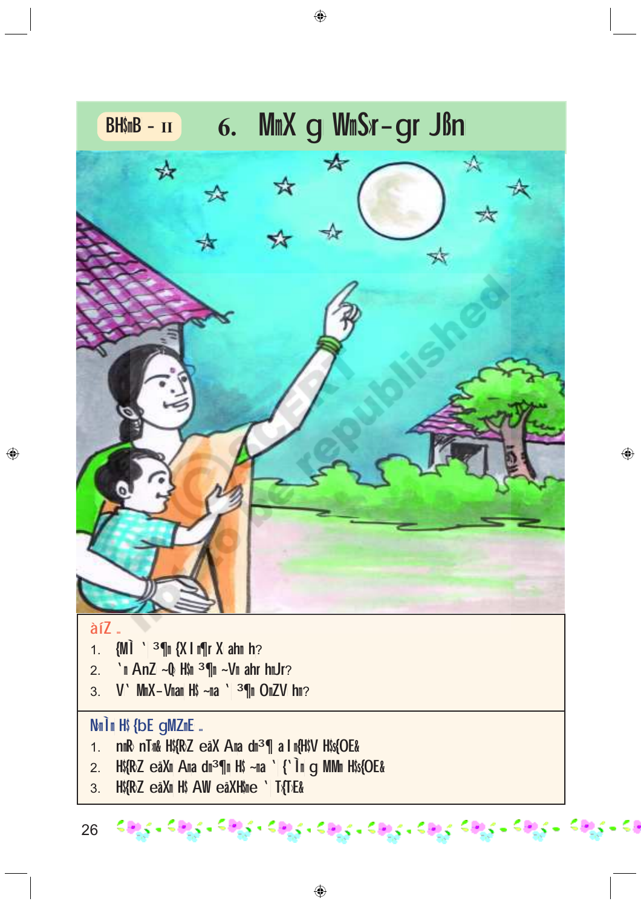BH$mB - II

# 6. MmX g WmS$r-gr Jßn

àíZ ..

1. {MÌ ' ³¶m {X I m¶r X ahm h?
2. `m AnZ ~Q> H$m ³¶m ~Vm ahr hmJr?
3. V' MmX-Vmam H$ ~ma ' ³¶m OmZV hm?

NmÌm H$ {bE gMZmE ..

1. nmR> nT>m& H${RZ eãX Ama dm³¶ a I m{H$V H$s{OE&
2. H${RZ eãXm Ama dm³¶m H$ ~ma ' {'Ìm g MMm H$s{OE&
3. H${RZ eãXm H$ AW eãXH$me ' T{T>E&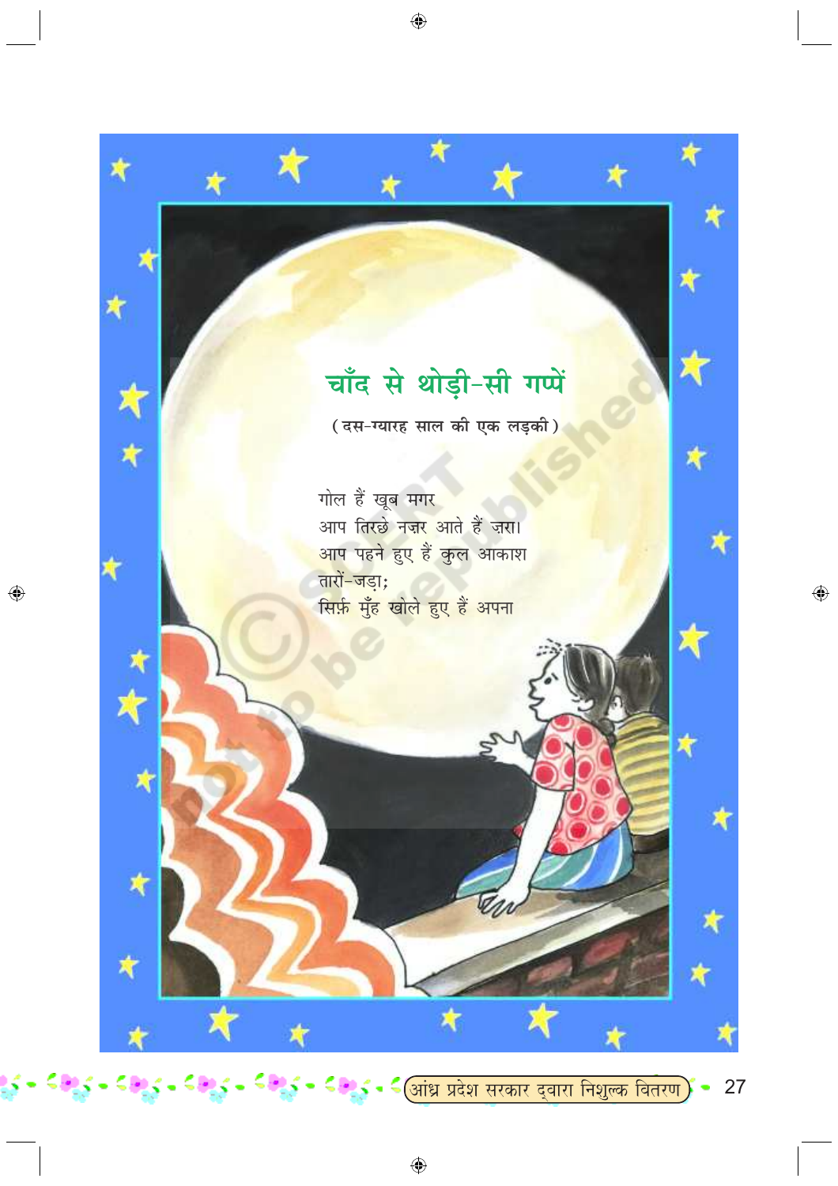## चाँद से थोड़ी-सी गप्पें

(दस-ग्यारह साल की एक लड़की)

गोल हैं खूब मगर  
आप तिरछे नज़र आते हैं ज़रा।  
आप पहने हुए हैं कुल आकाश  
तारों-जड़ा;  
सिर्फ़ मुँह खोले हुए हैं अपना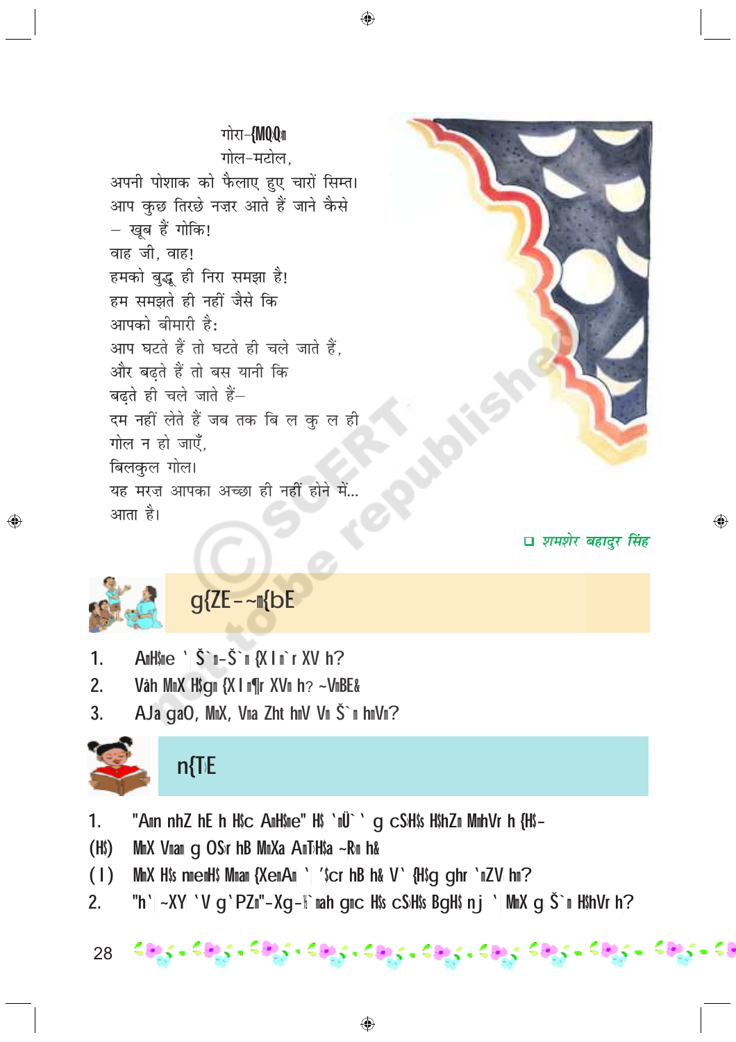गोरा-{MQQm

गोल-मटोल,

अपनी पोशाक को फैलाए हुए चारों सिम्त।

आप कुछ तिरछे नज़र आते हैं जाने कैसे

– खूब हैं गोकि!

वाह जी, वाह!

हमको बुद्धू ही निरा समझा है!

हम समझते ही नहीं जैसे कि

आपको बीमारी है:

आप घटते हैं तो घटते ही चले जाते हैं,

और बढ़ते हैं तो बस यानी कि

बढ़ते ही चले जाते हैं–

दम नहीं लेते हैं जब तक बि ल कु ल ही

गोल न हो जाएँ,

बिलकुल गोल।

यह मरज़ आपका अच्छा ही नहीं होने में...

आता है।

*शमशेर बहादुर सिंह*

## g{ZE-~m{bE

1. AmH$me ' Š`m-Š`m {X I m`r XV h?
2. Vàh MmX H$gm {X I m¶r XVm h? ~VmBE&
3. AJa gaO, MmX, Vma Zht hmV Vm Š`m hmVm?

## n{T>E

1. "Amn nhZ hE h H$c AmH$me" H$ `mÜ` ' g cS>H$s H$hZm MmhVr h {H$-

(H$) MmX Vman g OS>r hB MmXa AmoT>H$a ~R>m h&

(I) MmX H$s nmemH$ Mman {XemAm ' '$cr hB h& V' {H$g ghr `mZV hm?

2. "h' ~XY 'V g`PZm"-Xg-{`mah gmc H$s cS>H$s BgH$ nj ' MmX g Š`m H$hVr h?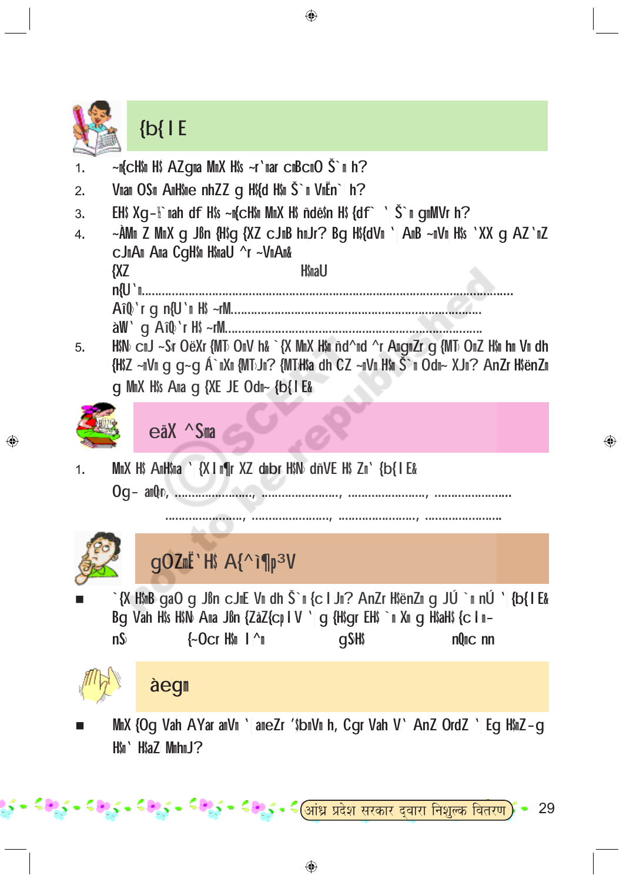## {b{ I E

1. ~{cH$ H$ AZgma MmX H$s ~r`mar cmBcmO Š`m h?
2. Vmam OSm AmH$me nhZZ g H${d H$m Š`m VmËn` h?
3. EH$ Xg-{` mah df H$s ~{cH$ MmX H$ ñdê$n H$ {df` ` Š`m gmMVr h?
4. ~ÀMm Z MmX g Jbn {H$g {XZ cJmB hmJr? Bg H${dVm ` AmB ~mVm H$s `XX g AZ`mZ cJmAm Ama CgH$m H$maU ^r ~VmAm&

   {XZ H$maU

   n{U`m...........................................................................................................

   AîQ>`r g n{U`m H$ ~rM...........................................................................

   àW` g AîQ>`r H$ ~rM..........................................................................

5. H$N> cmJ ~Sr OëXr {MT> OmV h& `{X MmX H$m ñd^md ^r AgmZr g {MT> OmZ H$m hmVm dh {H$Z ~mVm g g~g Á`mXm {MT>Jm? {MT>H$a dh CZ ~mVm H$m Š`m Odm~ XJm? AnZr H$ënZm g MmX H$s Ama g {XE JE Odm~ {b{ I E&

## eãX ^Sma

1. MmX H$ AmH$ma ` {X I m¶r XZ dmbr H$N> dñVE H$ Zm` {b{ I E&

   Og- amQ>r, ......................., ......................., ......................., .......................

   ......................., ......................., ......................., .......................

## gOZmË`H$ A{^ì¶{³V

■ `{X H$mB gaO g Jbn cJmE Vm dh Š`m {c I Jm? AnZr H$ënZm g JÚ `m nÚ ` {b{ I E& Bg Vah H$s H$N> Ama Jbn {ZåZ{cp I V ` g {H$gr EH$ `m Xm g H$aH$ {c I m-

nS> {~Ocr H$m I ^m gSH$ nQ>c nn

## àegm

■ MmX {Og Vah AYar amVm ` ameZr '$bmVm h, Cgr Vah V` AnZ OrdZ ` Eg H$mZ-g H$m` H$aZ MmhmJ?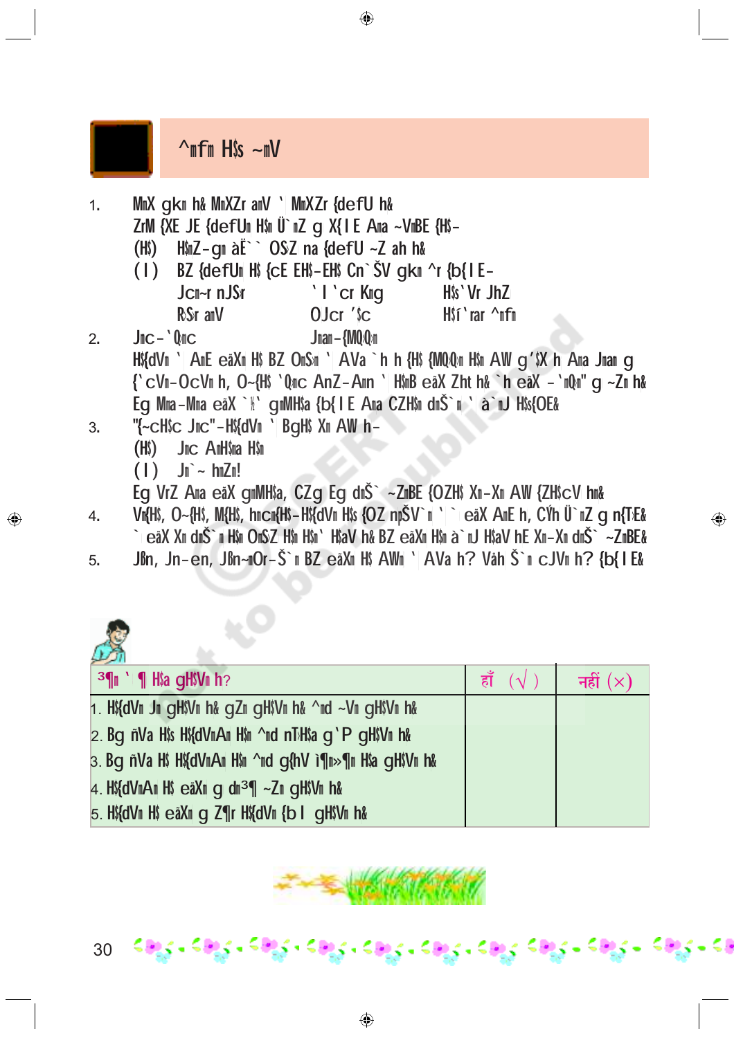## ^mfm H$s ~mV

1. MmX gkm h& MmXZr anV ` MmXZr {defU h&
   ZrM {XE JE {defUm H$m Ü`mZ g X{IE Ama ~VmBE {H$-
   (H$) H$mZ-gm àË`` OS$Z na {defU ~Z ah h&
   (I) BZ {defUm H$ {cE EH$-EH$ Cn`ŠV gkm ^r {b{IE-
   Jcm~r nJSr ' I 'cr Kmg H$s`Vr JhZ
   R$Sr anV OJcr '$c H$í`rar ^mfm

2. Jmc-`Qmc Jmm-{MQ$m
   H${dVm ` AmE eãXm H$ BZ OmS$m ` AVa `h h {H$ {MQ$Qm H$m AW g'$X h Ama Jmm g {`cVm-OcVm h, O~{H$ `Qmc AnZ-Amn ` H$mB eãX Zht h& `h eãX -`mQm" g ~Zm h&
   Eg Mma-Mma eãX `h` gmMH$a {b{IE Ama CZH$m dmŠ`m ` à`mJ H$s{OE&

3. "{~cH$c Jmc"-H${dVm ` BgH$ Xm AW h-
   (H$) Jmc AmH$ma H$m
   (I) Jm`~ hmZm!
   Eg VrZ Ama eãX gmMH$a, CZg Eg dmŠ` ~ZmBE {OZH$ Xm-Xm AW {ZH$cV hm&

4. Vm{H$, O~{H$, M{H$, hmcm{H$-H${dVm H$s {OZ npŠV`m ` ` eãX AmE h, CÝh Ü`mZ g n{T>E& ` eãX Xm dmŠ`m H$m OmS$Z H$m H$m` H$aV h& BZ eãXm H$m à`mJ H$aV hE Xm-Xm dmŠ` ~ZmBE&

5. Jßn, Jn-en, Jßn~mOr-Š`m BZ eãXm H$ AWm ` AVa h? Vah Š`m cJVm h? {b{IE&

| ³¶m ` ¶ H$a gH$Vm h? | हाँ (√) | नहीं (×) |
|---|---|---|
| 1. H${dVm Jm gH$Vm h& gZm gH$Vm h& ^md ~Vm gH$Vm h& | | |
| 2. Bg ñVa H$s H${dVmAm H$m ^md nT>H$a g`P gH$Vm h& | | |
| 3. Bg ñVa H$ H${dVmAm H$m ^md g{hV ì¶m»¶m H$a gH$Vm h& | | |
| 4. H${dVmAm H$ eãXm g dm³¶ ~Zm gH$Vm h& | | |
| 5. H${dVm H$ eãXm g Z¶r H${dVm {bI gH$Vm h& | | |